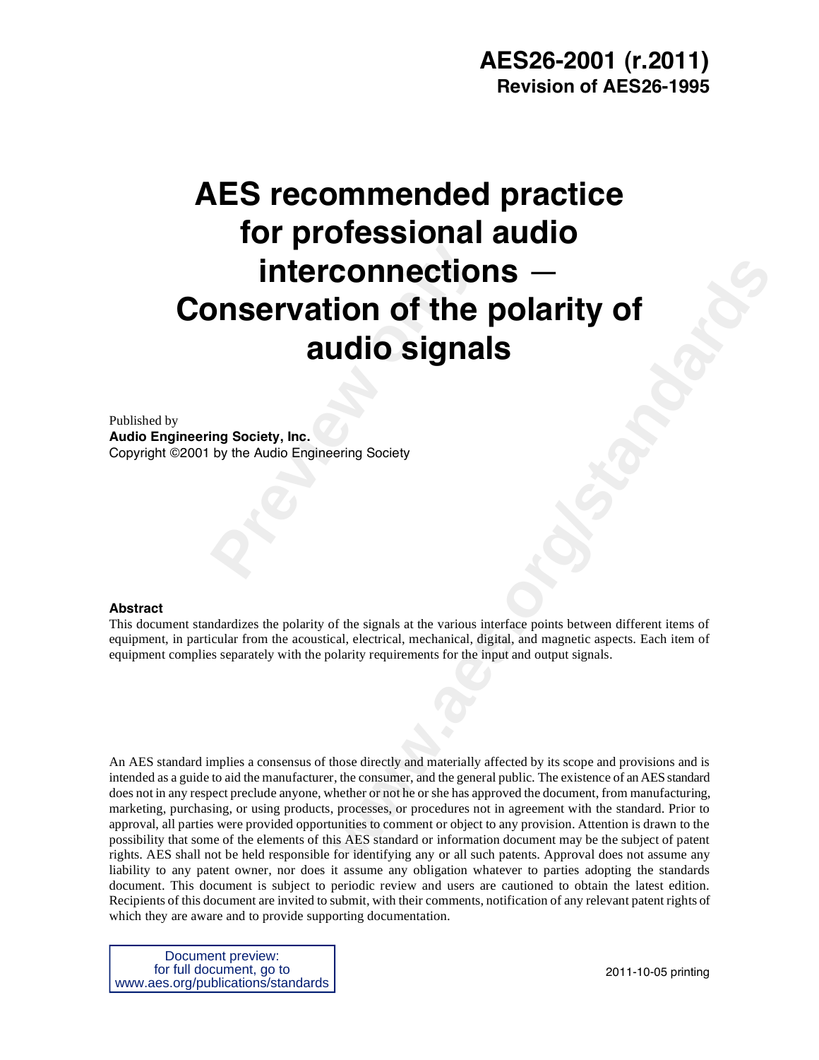**AES26-2001 (r.2011)**
**Revision of AES26-1995**

# AES recommended practice for professional audio interconnections — Conservation of the polarity of audio signals

Published by
**Audio Engineering Society, Inc.**
Copyright ©2001 by the Audio Engineering Society

## Abstract

This document standardizes the polarity of the signals at the various interface points between different items of equipment, in particular from the acoustical, electrical, mechanical, digital, and magnetic aspects. Each item of equipment complies separately with the polarity requirements for the input and output signals.

An AES standard implies a consensus of those directly and materially affected by its scope and provisions and is intended as a guide to aid the manufacturer, the consumer, and the general public. The existence of an AES standard does not in any respect preclude anyone, whether or not he or she has approved the document, from manufacturing, marketing, purchasing, or using products, processes, or procedures not in agreement with the standard. Prior to approval, all parties were provided opportunities to comment or object to any provision. Attention is drawn to the possibility that some of the elements of this AES standard or information document may be the subject of patent rights. AES shall not be held responsible for identifying any or all such patents. Approval does not assume any liability to any patent owner, nor does it assume any obligation whatever to parties adopting the standards document. This document is subject to periodic review and users are cautioned to obtain the latest edition. Recipients of this document are invited to submit, with their comments, notification of any relevant patent rights of which they are aware and to provide supporting documentation.

Document preview:
for full document, go to
www.aes.org/publications/standards

2011-10-05 printing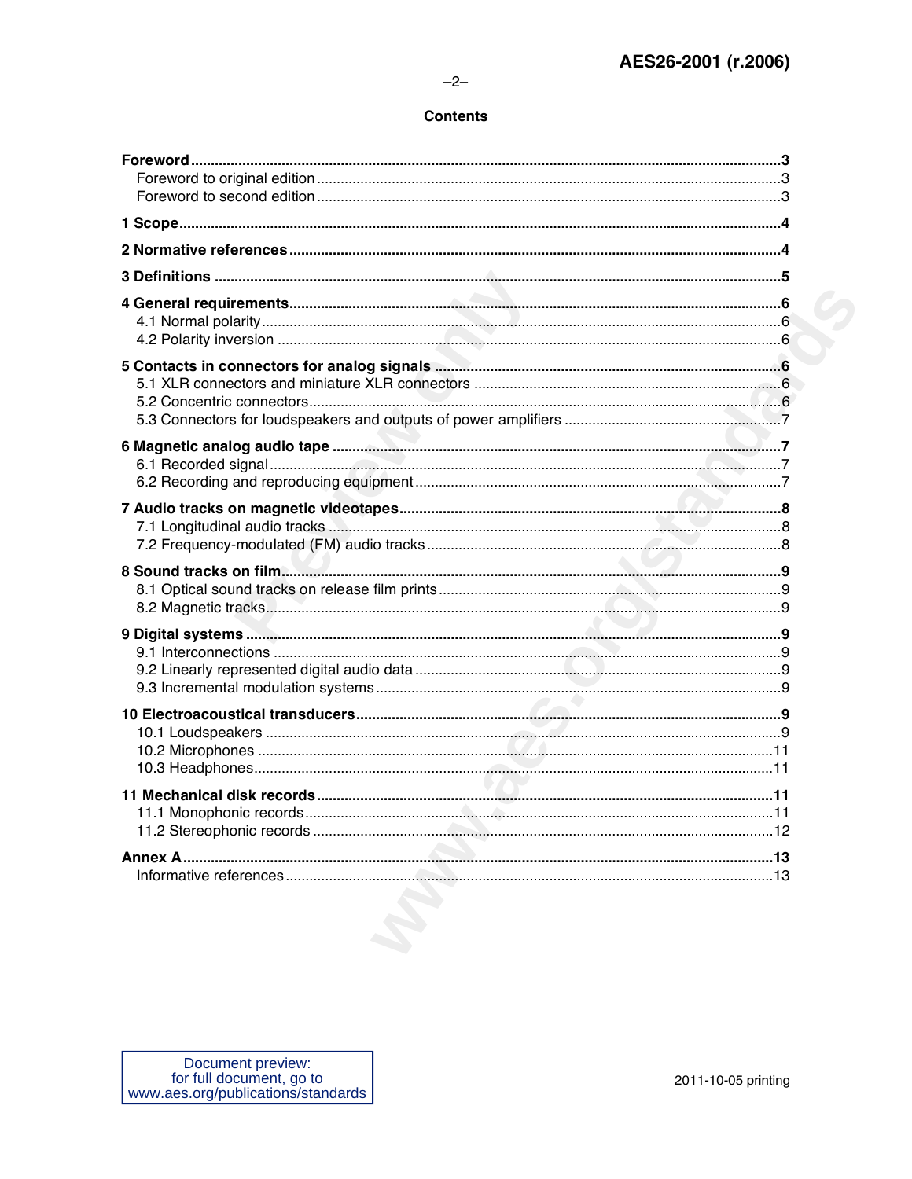## Contents

**Foreword** ..... **3**
- Foreword to original edition ..... 3
- Foreword to second edition ..... 3

**1 Scope** ..... **4**

**2 Normative references** ..... **4**

**3 Definitions** ..... **5**

**4 General requirements** ..... **6**
- 4.1 Normal polarity ..... 6
- 4.2 Polarity inversion ..... 6

**5 Contacts in connectors for analog signals** ..... **6**
- 5.1 XLR connectors and miniature XLR connectors ..... 6
- 5.2 Concentric connectors ..... 6
- 5.3 Connectors for loudspeakers and outputs of power amplifiers ..... 7

**6 Magnetic analog audio tape** ..... **7**
- 6.1 Recorded signal ..... 7
- 6.2 Recording and reproducing equipment ..... 7

**7 Audio tracks on magnetic videotapes** ..... **8**
- 7.1 Longitudinal audio tracks ..... 8
- 7.2 Frequency-modulated (FM) audio tracks ..... 8

**8 Sound tracks on film** ..... **9**
- 8.1 Optical sound tracks on release film prints ..... 9
- 8.2 Magnetic tracks ..... 9

**9 Digital systems** ..... **9**
- 9.1 Interconnections ..... 9
- 9.2 Linearly represented digital audio data ..... 9
- 9.3 Incremental modulation systems ..... 9

**10 Electroacoustical transducers** ..... **9**
- 10.1 Loudspeakers ..... 9
- 10.2 Microphones ..... 11
- 10.3 Headphones ..... 11

**11 Mechanical disk records** ..... **11**
- 11.1 Monophonic records ..... 11
- 11.2 Stereophonic records ..... 12

**Annex A** ..... **13**
- Informative references ..... 13

Document preview:
for full document, go to
www.aes.org/publications/standards

2011-10-05 printing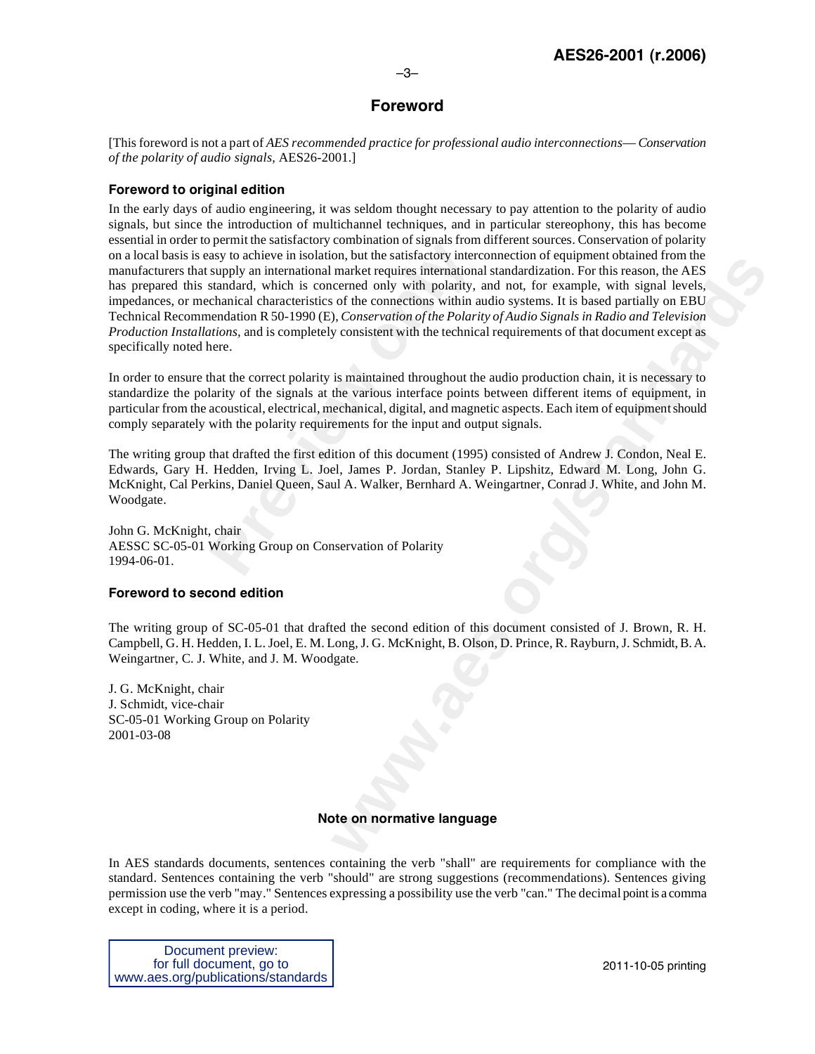# Foreword

[This foreword is not a part of *AES recommended practice for professional audio interconnections— Conservation of the polarity of audio signals,* AES26-2001.]

## Foreword to original edition

In the early days of audio engineering, it was seldom thought necessary to pay attention to the polarity of audio signals, but since the introduction of multichannel techniques, and in particular stereophony, this has become essential in order to permit the satisfactory combination of signals from different sources. Conservation of polarity on a local basis is easy to achieve in isolation, but the satisfactory interconnection of equipment obtained from the manufacturers that supply an international market requires international standardization. For this reason, the AES has prepared this standard, which is concerned only with polarity, and not, for example, with signal levels, impedances, or mechanical characteristics of the connections within audio systems. It is based partially on EBU Technical Recommendation R 50-1990 (E), *Conservation of the Polarity of Audio Signals in Radio and Television Production Installations,* and is completely consistent with the technical requirements of that document except as specifically noted here.

In order to ensure that the correct polarity is maintained throughout the audio production chain, it is necessary to standardize the polarity of the signals at the various interface points between different items of equipment, in particular from the acoustical, electrical, mechanical, digital, and magnetic aspects. Each item of equipment should comply separately with the polarity requirements for the input and output signals.

The writing group that drafted the first edition of this document (1995) consisted of Andrew J. Condon, Neal E. Edwards, Gary H. Hedden, Irving L. Joel, James P. Jordan, Stanley P. Lipshitz, Edward M. Long, John G. McKnight, Cal Perkins, Daniel Queen, Saul A. Walker, Bernhard A. Weingartner, Conrad J. White, and John M. Woodgate.

John G. McKnight, chair
AESSC SC-05-01 Working Group on Conservation of Polarity
1994-06-01.

## Foreword to second edition

The writing group of SC-05-01 that drafted the second edition of this document consisted of J. Brown, R. H. Campbell, G. H. Hedden, I. L. Joel, E. M. Long, J. G. McKnight, B. Olson, D. Prince, R. Rayburn, J. Schmidt, B. A. Weingartner, C. J. White, and J. M. Woodgate.

J. G. McKnight, chair
J. Schmidt, vice-chair
SC-05-01 Working Group on Polarity
2001-03-08

### Note on normative language

In AES standards documents, sentences containing the verb "shall" are requirements for compliance with the standard. Sentences containing the verb "should" are strong suggestions (recommendations). Sentences giving permission use the verb "may." Sentences expressing a possibility use the verb "can." The decimal point is a comma except in coding, where it is a period.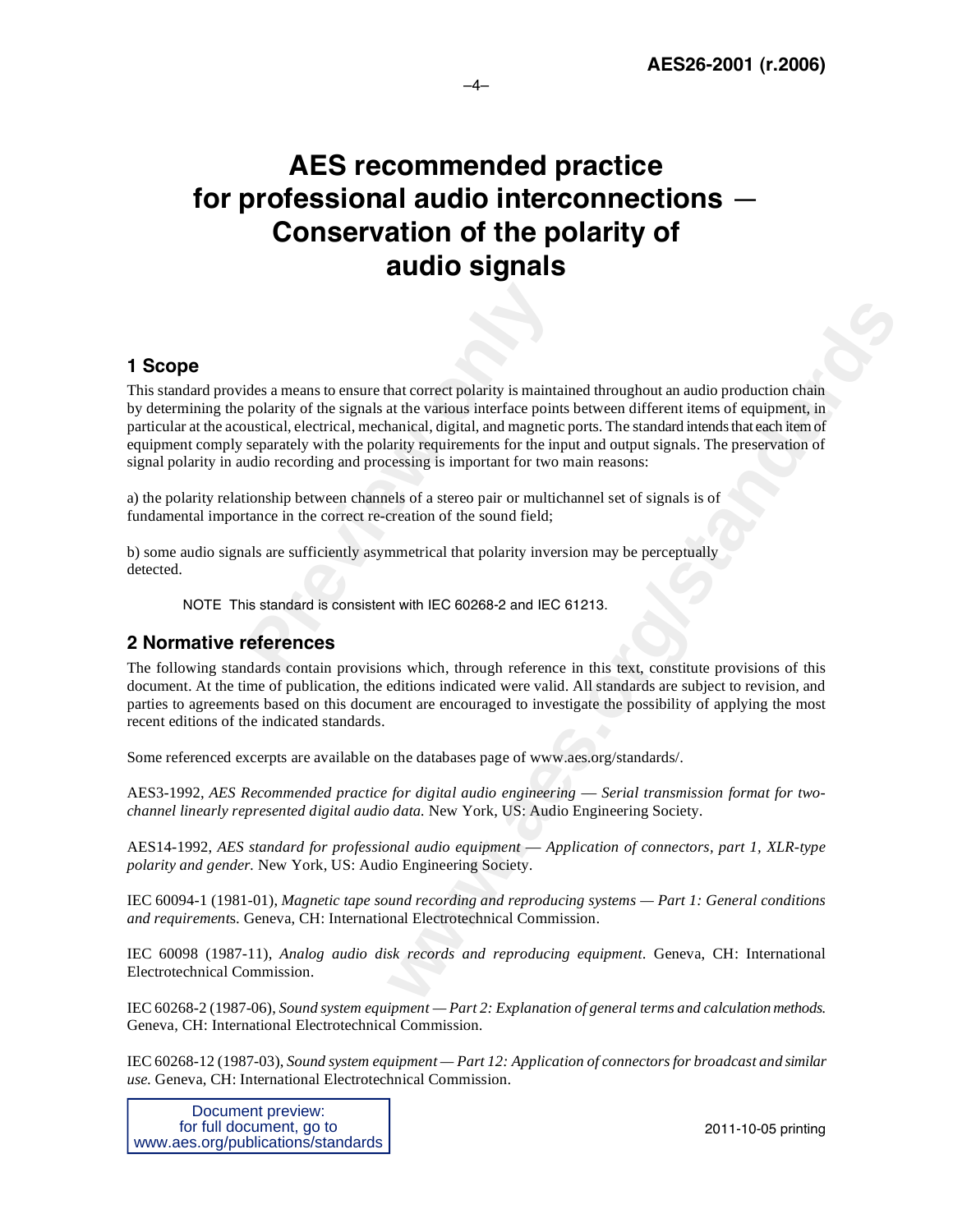# AES recommended practice for professional audio interconnections — Conservation of the polarity of audio signals

## 1 Scope

This standard provides a means to ensure that correct polarity is maintained throughout an audio production chain by determining the polarity of the signals at the various interface points between different items of equipment, in particular at the acoustical, electrical, mechanical, digital, and magnetic ports. The standard intends that each item of equipment comply separately with the polarity requirements for the input and output signals. The preservation of signal polarity in audio recording and processing is important for two main reasons:

a) the polarity relationship between channels of a stereo pair or multichannel set of signals is of fundamental importance in the correct re-creation of the sound field;

b) some audio signals are sufficiently asymmetrical that polarity inversion may be perceptually detected.

NOTE This standard is consistent with IEC 60268-2 and IEC 61213.

## 2 Normative references

The following standards contain provisions which, through reference in this text, constitute provisions of this document. At the time of publication, the editions indicated were valid. All standards are subject to revision, and parties to agreements based on this document are encouraged to investigate the possibility of applying the most recent editions of the indicated standards.

Some referenced excerpts are available on the databases page of www.aes.org/standards/.

AES3-1992, *AES Recommended practice for digital audio engineering — Serial transmission format for two-channel linearly represented digital audio data.* New York, US: Audio Engineering Society.

AES14-1992, *AES standard for professional audio equipment — Application of connectors, part 1, XLR-type polarity and gender.* New York, US: Audio Engineering Society.

IEC 60094-1 (1981-01), *Magnetic tape sound recording and reproducing systems — Part 1: General conditions and requirements.* Geneva, CH: International Electrotechnical Commission.

IEC 60098 (1987-11), *Analog audio disk records and reproducing equipment*. Geneva, CH: International Electrotechnical Commission.

IEC 60268-2 (1987-06), *Sound system equipment — Part 2: Explanation of general terms and calculation methods.* Geneva, CH: International Electrotechnical Commission.

IEC 60268-12 (1987-03), *Sound system equipment — Part 12: Application of connectors for broadcast and similar use.* Geneva, CH: International Electrotechnical Commission.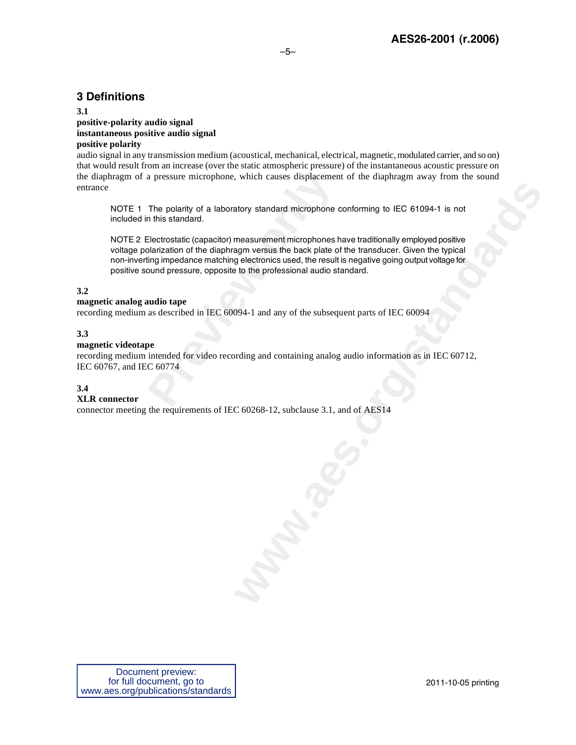## 3 Definitions

**3.1**
**positive-polarity audio signal**
**instantaneous positive audio signal**
**positive polarity**
audio signal in any transmission medium (acoustical, mechanical, electrical, magnetic, modulated carrier, and so on) that would result from an increase (over the static atmospheric pressure) of the instantaneous acoustic pressure on the diaphragm of a pressure microphone, which causes displacement of the diaphragm away from the sound entrance

> NOTE 1 The polarity of a laboratory standard microphone conforming to IEC 61094-1 is not included in this standard.
>
> NOTE 2 Electrostatic (capacitor) measurement microphones have traditionally employed positive voltage polarization of the diaphragm versus the back plate of the transducer. Given the typical non-inverting impedance matching electronics used, the result is negative going output voltage for positive sound pressure, opposite to the professional audio standard.

**3.2**
**magnetic analog audio tape**
recording medium as described in IEC 60094-1 and any of the subsequent parts of IEC 60094

**3.3**
**magnetic videotape**
recording medium intended for video recording and containing analog audio information as in IEC 60712, IEC 60767, and IEC 60774

**3.4**
**XLR connector**
connector meeting the requirements of IEC 60268-12, subclause 3.1, and of AES14

Document preview:
for full document, go to
www.aes.org/publications/standards